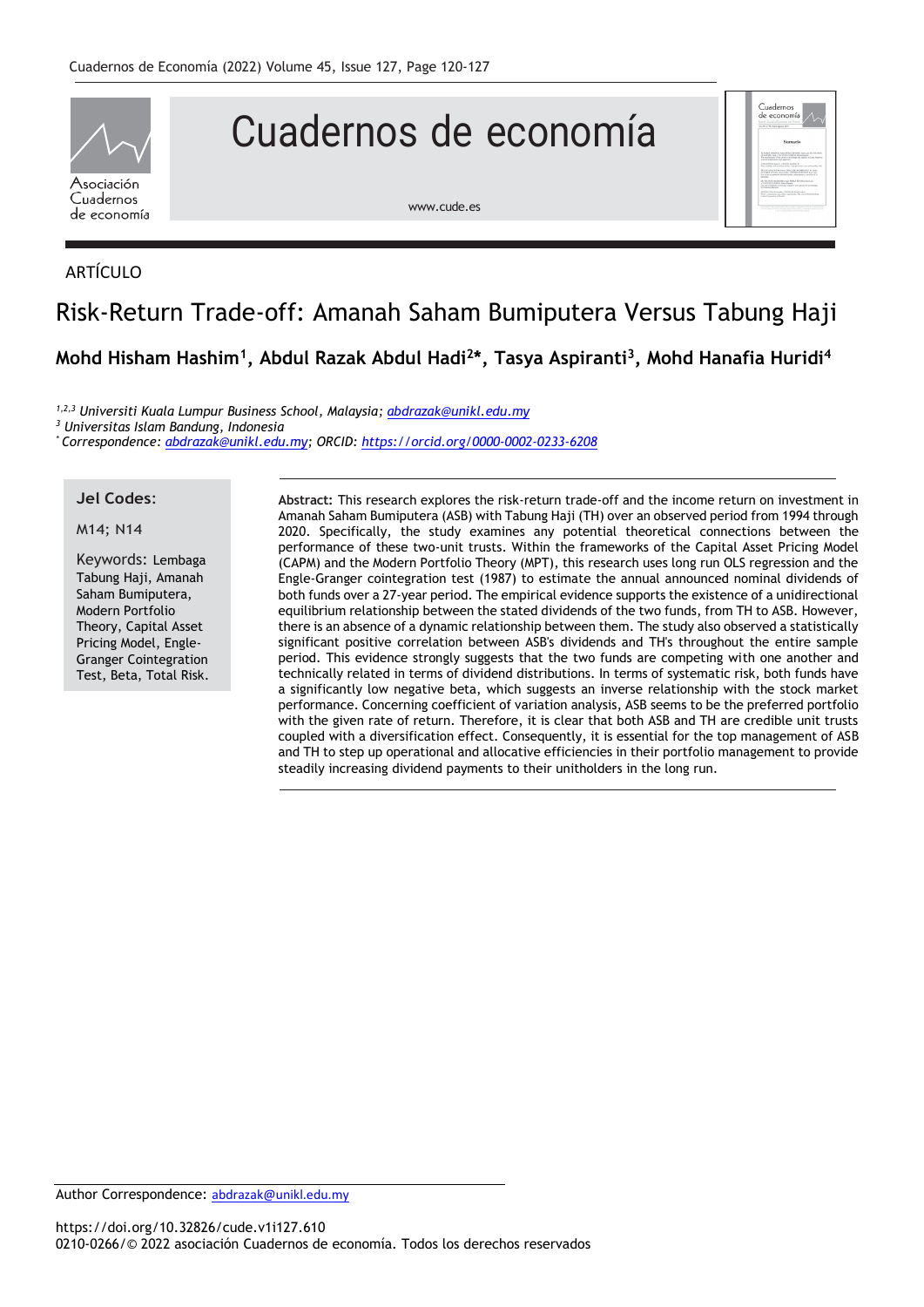ARTÍCULO

# Risk-Return Trade-off: Amanah Saham Bumiputera Versus Tabung Haji

**Mohd Hisham Hashim[1], Abdul Razak Abdul Hadi[2]*, Tasya Aspiranti[3], Mohd Hanafia Huridi[4]**

[1,2,3] *Universiti Kuala Lumpur Business School, Malaysia; abdrazak@unikl.edu.my*
[3] *Universitas Islam Bandung, Indonesia*
[*] *Correspondence: abdrazak@unikl.edu.my; ORCID: https://orcid.org/0000-0002-0233-6208*

**Jel Codes**:

M14; N14

Keywords: Lembaga Tabung Haji, Amanah Saham Bumiputera, Modern Portfolio Theory, Capital Asset Pricing Model, Engle-Granger Cointegration Test, Beta, Total Risk.

**Abstract:** This research explores the risk-return trade-off and the income return on investment in Amanah Saham Bumiputera (ASB) with Tabung Haji (TH) over an observed period from 1994 through 2020. Specifically, the study examines any potential theoretical connections between the performance of these two-unit trusts. Within the frameworks of the Capital Asset Pricing Model (CAPM) and the Modern Portfolio Theory (MPT), this research uses long run OLS regression and the Engle-Granger cointegration test (1987) to estimate the annual announced nominal dividends of both funds over a 27-year period. The empirical evidence supports the existence of a unidirectional equilibrium relationship between the stated dividends of the two funds, from TH to ASB. However, there is an absence of a dynamic relationship between them. The study also observed a statistically significant positive correlation between ASB's dividends and TH's throughout the entire sample period. This evidence strongly suggests that the two funds are competing with one another and technically related in terms of dividend distributions. In terms of systematic risk, both funds have a significantly low negative beta, which suggests an inverse relationship with the stock market performance. Concerning coefficient of variation analysis, ASB seems to be the preferred portfolio with the given rate of return. Therefore, it is clear that both ASB and TH are credible unit trusts coupled with a diversification effect. Consequently, it is essential for the top management of ASB and TH to step up operational and allocative efficiencies in their portfolio management to provide steadily increasing dividend payments to their unitholders in the long run.

Author Correspondence: abdrazak@unikl.edu.my

https://doi.org/10.32826/cude.v1i127.610
0210-0266/© 2022 asociación Cuadernos de economía. Todos los derechos reservados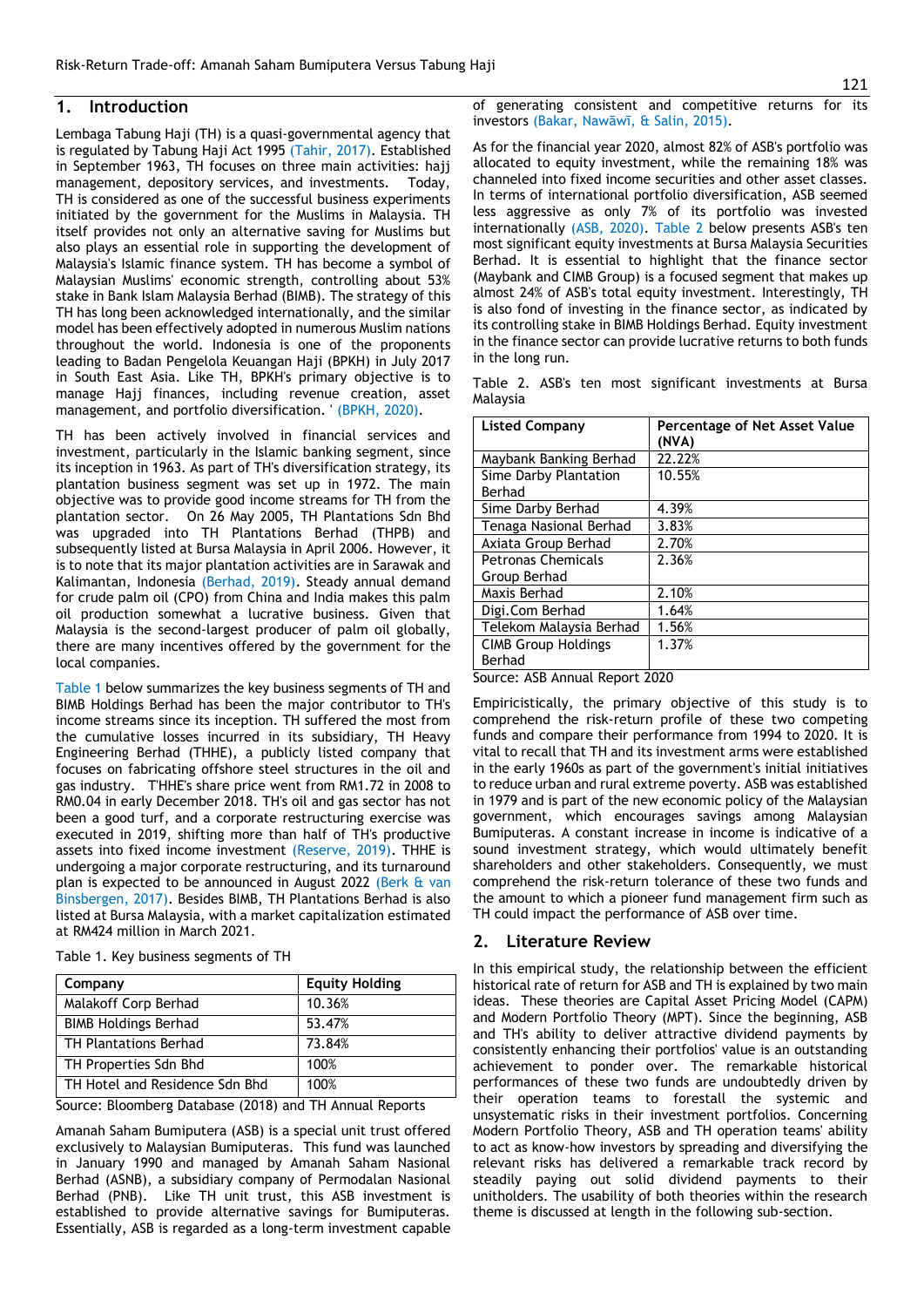## 1. Introduction

Lembaga Tabung Haji (TH) is a quasi-governmental agency that is regulated by Tabung Haji Act 1995 (Tahir, 2017). Established in September 1963, TH focuses on three main activities: hajj management, depository services, and investments. Today, TH is considered as one of the successful business experiments initiated by the government for the Muslims in Malaysia. TH itself provides not only an alternative saving for Muslims but also plays an essential role in supporting the development of Malaysia's Islamic finance system. TH has become a symbol of Malaysian Muslims' economic strength, controlling about 53% stake in Bank Islam Malaysia Berhad (BIMB). The strategy of this TH has long been acknowledged internationally, and the similar model has been effectively adopted in numerous Muslim nations throughout the world. Indonesia is one of the proponents leading to Badan Pengelola Keuangan Haji (BPKH) in July 2017 in South East Asia. Like TH, BPKH's primary objective is to manage Hajj finances, including revenue creation, asset management, and portfolio diversification. ' (BPKH, 2020).

TH has been actively involved in financial services and investment, particularly in the Islamic banking segment, since its inception in 1963. As part of TH's diversification strategy, its plantation business segment was set up in 1972. The main objective was to provide good income streams for TH from the plantation sector. On 26 May 2005, TH Plantations Sdn Bhd was upgraded into TH Plantations Berhad (THPB) and subsequently listed at Bursa Malaysia in April 2006. However, it is to note that its major plantation activities are in Sarawak and Kalimantan, Indonesia (Berhad, 2019). Steady annual demand for crude palm oil (CPO) from China and India makes this palm oil production somewhat a lucrative business. Given that Malaysia is the second-largest producer of palm oil globally, there are many incentives offered by the government for the local companies.

Table 1 below summarizes the key business segments of TH and BIMB Holdings Berhad has been the major contributor to TH's income streams since its inception. TH suffered the most from the cumulative losses incurred in its subsidiary, TH Heavy Engineering Berhad (THHE), a publicly listed company that focuses on fabricating offshore steel structures in the oil and gas industry. T'HHE's share price went from RM1.72 in 2008 to RM0.04 in early December 2018. TH's oil and gas sector has not been a good turf, and a corporate restructuring exercise was executed in 2019, shifting more than half of TH's productive assets into fixed income investment (Reserve, 2019). THHE is undergoing a major corporate restructuring, and its turnaround plan is expected to be announced in August 2022 (Berk & van Binsbergen, 2017). Besides BIMB, TH Plantations Berhad is also listed at Bursa Malaysia, with a market capitalization estimated at RM424 million in March 2021.

Table 1. Key business segments of TH

| Company | Equity Holding |
|---|---|
| Malakoff Corp Berhad | 10.36% |
| BIMB Holdings Berhad | 53.47% |
| TH Plantations Berhad | 73.84% |
| TH Properties Sdn Bhd | 100% |
| TH Hotel and Residence Sdn Bhd | 100% |

Source: Bloomberg Database (2018) and TH Annual Reports

Amanah Saham Bumiputera (ASB) is a special unit trust offered exclusively to Malaysian Bumiputeras. This fund was launched in January 1990 and managed by Amanah Saham Nasional Berhad (ASNB), a subsidiary company of Permodalan Nasional Berhad (PNB). Like TH unit trust, this ASB investment is established to provide alternative savings for Bumiputeras. Essentially, ASB is regarded as a long-term investment capable of generating consistent and competitive returns for its investors (Bakar, Nawāwī, & Salin, 2015).

As for the financial year 2020, almost 82% of ASB's portfolio was allocated to equity investment, while the remaining 18% was channeled into fixed income securities and other asset classes. In terms of international portfolio diversification, ASB seemed less aggressive as only 7% of its portfolio was invested internationally (ASB, 2020). Table 2 below presents ASB's ten most significant equity investments at Bursa Malaysia Securities Berhad. It is essential to highlight that the finance sector (Maybank and CIMB Group) is a focused segment that makes up almost 24% of ASB's total equity investment. Interestingly, TH is also fond of investing in the finance sector, as indicated by its controlling stake in BIMB Holdings Berhad. Equity investment in the finance sector can provide lucrative returns to both funds in the long run.

Table 2. ASB's ten most significant investments at Bursa Malaysia

| Listed Company | Percentage of Net Asset Value (NVA) |
|---|---|
| Maybank Banking Berhad | 22.22% |
| Sime Darby Plantation Berhad | 10.55% |
| Sime Darby Berhad | 4.39% |
| Tenaga Nasional Berhad | 3.83% |
| Axiata Group Berhad | 2.70% |
| Petronas Chemicals Group Berhad | 2.36% |
| Maxis Berhad | 2.10% |
| Digi.Com Berhad | 1.64% |
| Telekom Malaysia Berhad | 1.56% |
| CIMB Group Holdings Berhad | 1.37% |

Source: ASB Annual Report 2020

Empiricistically, the primary objective of this study is to comprehend the risk-return profile of these two competing funds and compare their performance from 1994 to 2020. It is vital to recall that TH and its investment arms were established in the early 1960s as part of the government's initial initiatives to reduce urban and rural extreme poverty. ASB was established in 1979 and is part of the new economic policy of the Malaysian government, which encourages savings among Malaysian Bumiputeras. A constant increase in income is indicative of a sound investment strategy, which would ultimately benefit shareholders and other stakeholders. Consequently, we must comprehend the risk-return tolerance of these two funds and the amount to which a pioneer fund management firm such as TH could impact the performance of ASB over time.

## 2. Literature Review

In this empirical study, the relationship between the efficient historical rate of return for ASB and TH is explained by two main ideas. These theories are Capital Asset Pricing Model (CAPM) and Modern Portfolio Theory (MPT). Since the beginning, ASB and TH's ability to deliver attractive dividend payments by consistently enhancing their portfolios' value is an outstanding achievement to ponder over. The remarkable historical performances of these two funds are undoubtedly driven by their operation teams to forestall the systemic and unsystematic risks in their investment portfolios. Concerning Modern Portfolio Theory, ASB and TH operation teams' ability to act as know-how investors by spreading and diversifying the relevant risks has delivered a remarkable track record by steadily paying out solid dividend payments to their unitholders. The usability of both theories within the research theme is discussed at length in the following sub-section.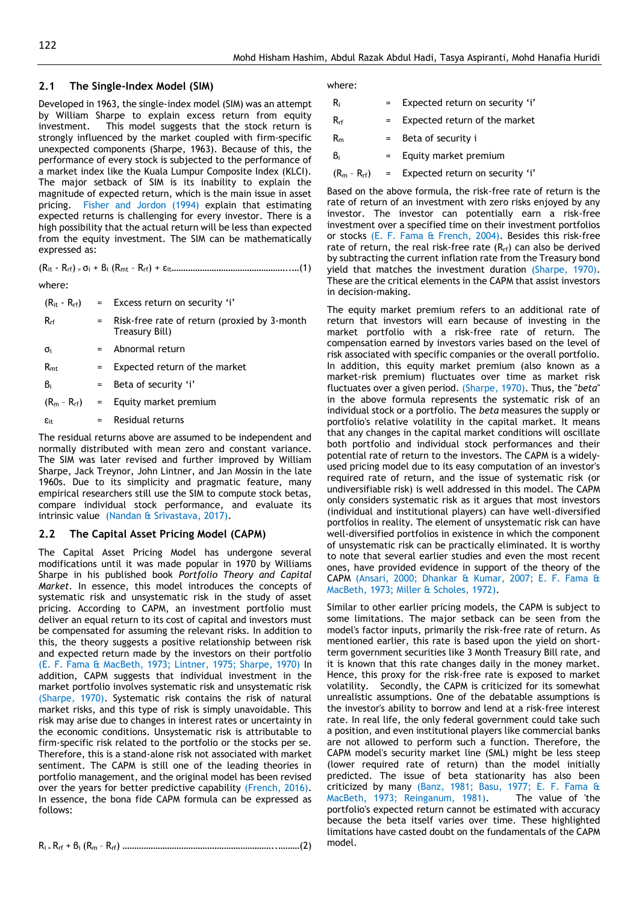## 2.1 The Single-Index Model (SIM)

Developed in 1963, the single-index model (SIM) was an attempt by William Sharpe to explain excess return from equity investment. This model suggests that the stock return is strongly influenced by the market coupled with firm-specific unexpected components (Sharpe, 1963). Because of this, the performance of every stock is subjected to the performance of a market index like the Kuala Lumpur Composite Index (KLCI). The major setback of SIM is its inability to explain the magnitude of expected return, which is the main issue in asset pricing. Fisher and Jordon (1994) explain that estimating expected returns is challenging for every investor. There is a high possibility that the actual return will be less than expected from the equity investment. The SIM can be mathematically expressed as:

$$(R_{it} - R_{rf}) = \sigma_i + \beta_i (R_{mt} - R_{rf}) + \varepsilon_{it} \quad \text{......(1)}$$

where:

| | | |
|---|---|---|
| $(R_{it} - R_{rf})$ | = | Excess return on security 'i' |
| $R_{rf}$ | = | Risk-free rate of return (proxied by 3-month Treasury Bill) |
| $\sigma_i$ | = | Abnormal return |
| $R_{mt}$ | = | Expected return of the market |
| $\beta_i$ | = | Beta of security 'i' |
| $(R_m - R_{rf})$ | = | Equity market premium |
| $\varepsilon_{it}$ | = | Residual returns |

The residual returns above are assumed to be independent and normally distributed with mean zero and constant variance. The SIM was later revised and further improved by William Sharpe, Jack Treynor, John Lintner, and Jan Mossin in the late 1960s. Due to its simplicity and pragmatic feature, many empirical researchers still use the SIM to compute stock betas, compare individual stock performance, and evaluate its intrinsic value (Nandan & Srivastava, 2017).

## 2.2 The Capital Asset Pricing Model (CAPM)

The Capital Asset Pricing Model has undergone several modifications until it was made popular in 1970 by Williams Sharpe in his published book *Portfolio Theory and Capital Market*. In essence, this model introduces the concepts of systematic risk and unsystematic risk in the study of asset pricing. According to CAPM, an investment portfolio must deliver an equal return to its cost of capital and investors must be compensated for assuming the relevant risks. In addition to this, the theory suggests a positive relationship between risk and expected return made by the investors on their portfolio (E. F. Fama & MacBeth, 1973; Lintner, 1975; Sharpe, 1970) In addition, CAPM suggests that individual investment in the market portfolio involves systematic risk and unsystematic risk (Sharpe, 1970). Systematic risk contains the risk of natural market risks, and this type of risk is simply unavoidable. This risk may arise due to changes in interest rates or uncertainty in the economic conditions. Unsystematic risk is attributable to firm-specific risk related to the portfolio or the stocks per se. Therefore, this is a stand-alone risk not associated with market sentiment. The CAPM is still one of the leading theories in portfolio management, and the original model has been revised over the years for better predictive capability (French, 2016). In essence, the bona fide CAPM formula can be expressed as follows:

$$R_i = R_{rf} + \beta_i (R_m - R_{rf}) \quad \text{......(2)}$$

where:

| | | |
|---|---|---|
| $R_i$ | = | Expected return on security 'i' |
| $R_{rf}$ | = | Expected return of the market |
| $R_m$ | = | Beta of security i |
| $\beta_i$ | = | Equity market premium |
| $(R_m - R_{rf})$ | = | Expected return on security 'i' |

Based on the above formula, the risk-free rate of return is the rate of return of an investment with zero risks enjoyed by any investor. The investor can potentially earn a risk-free investment over a specified time on their investment portfolios or stocks (E. F. Fama & French, 2004). Besides this risk-free rate of return, the real risk-free rate ($R_{rf}$) can also be derived by subtracting the current inflation rate from the Treasury bond yield that matches the investment duration (Sharpe, 1970). These are the critical elements in the CAPM that assist investors in decision-making.

The equity market premium refers to an additional rate of return that investors will earn because of investing in the market portfolio with a risk-free rate of return. The compensation earned by investors varies based on the level of risk associated with specific companies or the overall portfolio. In addition, this equity market premium (also known as a market-risk premium) fluctuates over time as market risk fluctuates over a given period. (Sharpe, 1970). Thus, the "*beta*" in the above formula represents the systematic risk of an individual stock or a portfolio. The *beta* measures the supply or portfolio's relative volatility in the capital market. It means that any changes in the capital market conditions will oscillate both portfolio and individual stock performances and their potential rate of return to the investors. The CAPM is a widely-used pricing model due to its easy computation of an investor's required rate of return, and the issue of systematic risk (or undiversifiable risk) is well addressed in this model. The CAPM only considers systematic risk as it argues that most investors (individual and institutional players) can have well-diversified portfolios in reality. The element of unsystematic risk can have well-diversified portfolios in existence in which the component of unsystematic risk can be practically eliminated. It is worthy to note that several earlier studies and even the most recent ones, have provided evidence in support of the theory of the CAPM (Ansari, 2000; Dhankar & Kumar, 2007; E. F. Fama & MacBeth, 1973; Miller & Scholes, 1972).

Similar to other earlier pricing models, the CAPM is subject to some limitations. The major setback can be seen from the model's factor inputs, primarily the risk-free rate of return. As mentioned earlier, this rate is based upon the yield on short-term government securities like 3 Month Treasury Bill rate, and it is known that this rate changes daily in the money market. Hence, this proxy for the risk-free rate is exposed to market volatility. Secondly, the CAPM is criticized for its somewhat unrealistic assumptions. One of the debatable assumptions is the investor's ability to borrow and lend at a risk-free interest rate. In real life, the only federal government could take such a position, and even institutional players like commercial banks are not allowed to perform such a function. Therefore, the CAPM model's security market line (SML) might be less steep (lower required rate of return) than the model initially predicted. The issue of beta stationarity has also been criticized by many (Banz, 1981; Basu, 1977; E. F. Fama & MacBeth, 1973; Reinganum, 1981). The value of 'the portfolio's expected return cannot be estimated with accuracy because the beta itself varies over time. These highlighted limitations have casted doubt on the fundamentals of the CAPM model.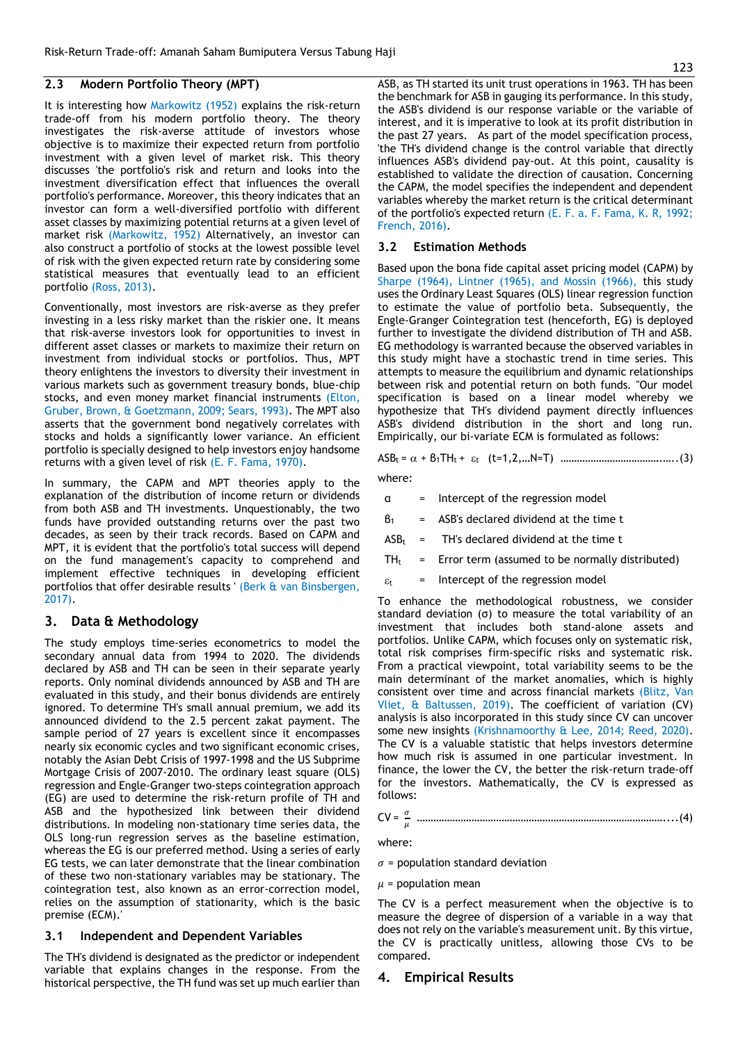## 2.3 Modern Portfolio Theory (MPT)

It is interesting how Markowitz (1952) explains the risk-return trade-off from his modern portfolio theory. The theory investigates the risk-averse attitude of investors whose objective is to maximize their expected return from portfolio investment with a given level of market risk. This theory discusses 'the portfolio's risk and return and looks into the investment diversification effect that influences the overall portfolio's performance. Moreover, this theory indicates that an investor can form a well-diversified portfolio with different asset classes by maximizing potential returns at a given level of market risk (Markowitz, 1952) Alternatively, an investor can also construct a portfolio of stocks at the lowest possible level of risk with the given expected return rate by considering some statistical measures that eventually lead to an efficient portfolio (Ross, 2013).

Conventionally, most investors are risk-averse as they prefer investing in a less risky market than the riskier one. It means that risk-averse investors look for opportunities to invest in different asset classes or markets to maximize their return on investment from individual stocks or portfolios. Thus, MPT theory enlightens the investors to diversity their investment in various markets such as government treasury bonds, blue-chip stocks, and even money market financial instruments (Elton, Gruber, Brown, & Goetzmann, 2009; Sears, 1993). The MPT also asserts that the government bond negatively correlates with stocks and holds a significantly lower variance. An efficient portfolio is specially designed to help investors enjoy handsome returns with a given level of risk (E. F. Fama, 1970).

In summary, the CAPM and MPT theories apply to the explanation of the distribution of income return or dividends from both ASB and TH investments. Unquestionably, the two funds have provided outstanding returns over the past two decades, as seen by their track records. Based on CAPM and MPT, it is evident that the portfolio's total success will depend on the fund management's capacity to comprehend and implement effective techniques in developing efficient portfolios that offer desirable results ' (Berk & van Binsbergen, 2017).

# 3. Data & Methodology

The study employs time-series econometrics to model the secondary annual data from 1994 to 2020. The dividends declared by ASB and TH can be seen in their separate yearly reports. Only nominal dividends announced by ASB and TH are evaluated in this study, and their bonus dividends are entirely ignored. To determine TH's small annual premium, we add its announced dividend to the 2.5 percent zakat payment. The sample period of 27 years is excellent since it encompasses nearly six economic cycles and two significant economic crises, notably the Asian Debt Crisis of 1997-1998 and the US Subprime Mortgage Crisis of 2007-2010. The ordinary least square (OLS) regression and Engle-Granger two-steps cointegration approach (EG) are used to determine the risk-return profile of TH and ASB and the hypothesized link between their dividend distributions. In modeling non-stationary time series data, the OLS long-run regression serves as the baseline estimation, whereas the EG is our preferred method. Using a series of early EG tests, we can later demonstrate that the linear combination of these two non-stationary variables may be stationary. The cointegration test, also known as an error-correction model, relies on the assumption of stationarity, which is the basic premise (ECM).'

## 3.1 Independent and Dependent Variables

The TH's dividend is designated as the predictor or independent variable that explains changes in the response. From the historical perspective, the TH fund was set up much earlier than ASB, as TH started its unit trust operations in 1963. TH has been the benchmark for ASB in gauging its performance. In this study, the ASB's dividend is our response variable or the variable of interest, and it is imperative to look at its profit distribution in the past 27 years. As part of the model specification process, 'the TH's dividend change is the control variable that directly influences ASB's dividend pay-out. At this point, causality is established to validate the direction of causation. Concerning the CAPM, the model specifies the independent and dependent variables whereby the market return is the critical determinant of the portfolio's expected return (E. F. a. F. Fama, K. R, 1992; French, 2016).

## 3.2 Estimation Methods

Based upon the bona fide capital asset pricing model (CAPM) by Sharpe (1964), Lintner (1965), and Mossin (1966), this study uses the Ordinary Least Squares (OLS) linear regression function to estimate the value of portfolio beta. Subsequently, the Engle-Granger Cointegration test (henceforth, EG) is deployed further to investigate the dividend distribution of TH and ASB. EG methodology is warranted because the observed variables in this study might have a stochastic trend in time series. This attempts to measure the equilibrium and dynamic relationships between risk and potential return on both funds. "Our model specification is based on a linear model whereby we hypothesize that TH's dividend payment directly influences ASB's dividend distribution in the short and long run. Empirically, our bi-variate ECM is formulated as follows:

$$ASB_t = \alpha + \beta_1 TH_t + \varepsilon_t \quad (t=1,2,\ldots N=T) \quad \ldots\ldots(3)$$

where:

| | | |
|---|---|---|
| $\alpha$ | = | Intercept of the regression model |
| $\beta_1$ | = | ASB's declared dividend at the time t |
| $ASB_t$ | = | TH's declared dividend at the time t |
| $TH_t$ | = | Error term (assumed to be normally distributed) |
| $\varepsilon_t$ | = | Intercept of the regression model |

To enhance the methodological robustness, we consider standard deviation (σ) to measure the total variability of an investment that includes both stand-alone assets and portfolios. Unlike CAPM, which focuses only on systematic risk, total risk comprises firm-specific risks and systematic risk. From a practical viewpoint, total variability seems to be the main determinant of the market anomalies, which is highly consistent over time and across financial markets (Blitz, Van Vliet, & Baltussen, 2019). The coefficient of variation (CV) analysis is also incorporated in this study since CV can uncover some new insights (Krishnamoorthy & Lee, 2014; Reed, 2020). The CV is a valuable statistic that helps investors determine how much risk is assumed in one particular investment. In finance, the lower the CV, the better the risk-return trade-off for the investors. Mathematically, the CV is expressed as follows:

$$CV = \frac{\sigma}{\mu} \quad \ldots\ldots(4)$$

where:

$\sigma$ = population standard deviation

$\mu$ = population mean

The CV is a perfect measurement when the objective is to measure the degree of dispersion of a variable in a way that does not rely on the variable's measurement unit. By this virtue, the CV is practically unitless, allowing those CVs to be compared.

# 4. Empirical Results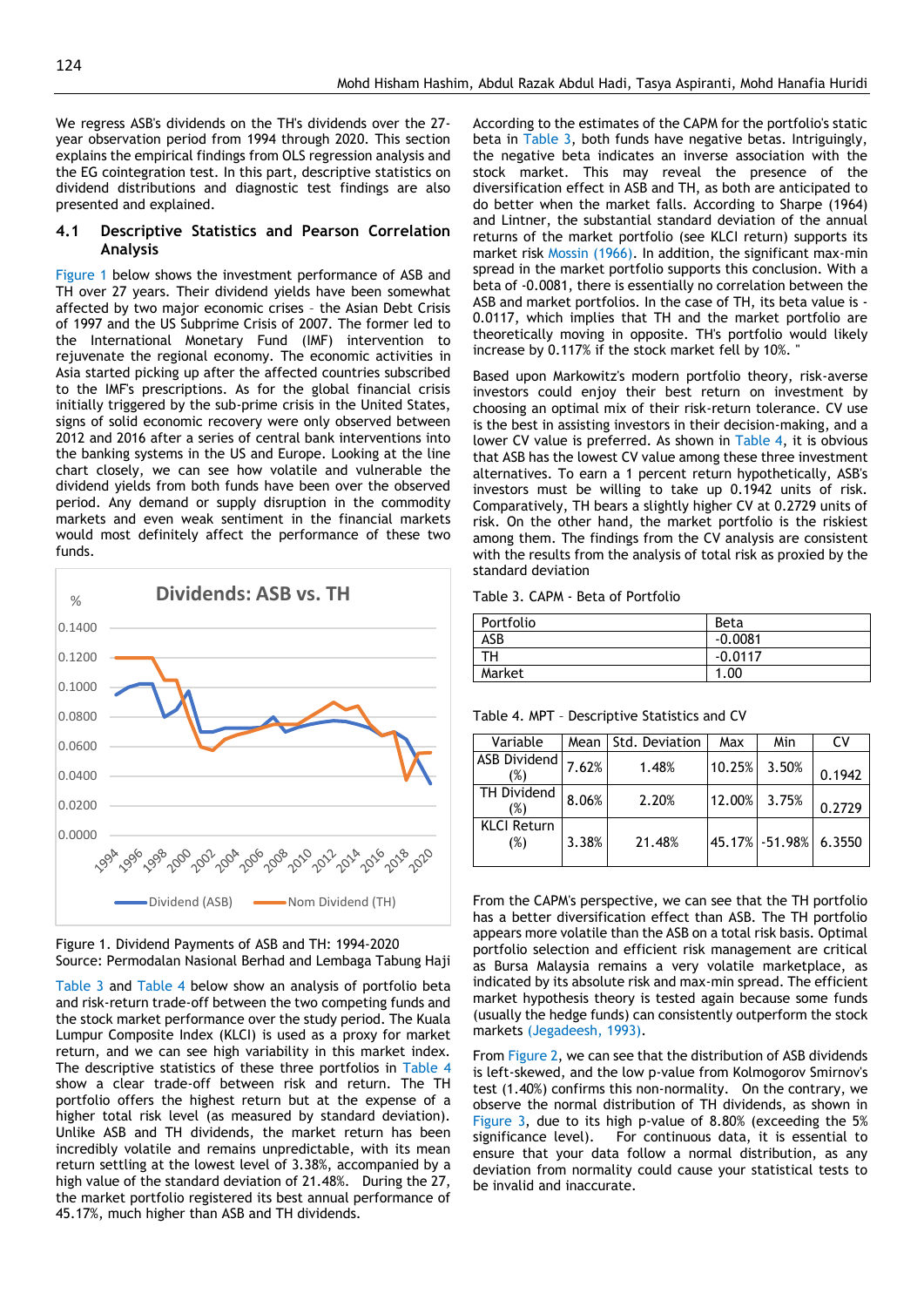We regress ASB's dividends on the TH's dividends over the 27-year observation period from 1994 through 2020. This section explains the empirical findings from OLS regression analysis and the EG cointegration test. In this part, descriptive statistics on dividend distributions and diagnostic test findings are also presented and explained.

### 4.1 Descriptive Statistics and Pearson Correlation Analysis

Figure 1 below shows the investment performance of ASB and TH over 27 years. Their dividend yields have been somewhat affected by two major economic crises – the Asian Debt Crisis of 1997 and the US Subprime Crisis of 2007. The former led to the International Monetary Fund (IMF) intervention to rejuvenate the regional economy. The economic activities in Asia started picking up after the affected countries subscribed to the IMF's prescriptions. As for the global financial crisis initially triggered by the sub-prime crisis in the United States, signs of solid economic recovery were only observed between 2012 and 2016 after a series of central bank interventions into the banking systems in the US and Europe. Looking at the line chart closely, we can see how volatile and vulnerable the dividend yields from both funds have been over the observed period. Any demand or supply disruption in the commodity markets and even weak sentiment in the financial markets would most definitely affect the performance of these two funds.

Figure 1. Dividend Payments of ASB and TH: 1994-2020
Source: Permodalan Nasional Berhad and Lembaga Tabung Haji

Table 3 and Table 4 below show an analysis of portfolio beta and risk-return trade-off between the two competing funds and the stock market performance over the study period. The Kuala Lumpur Composite Index (KLCI) is used as a proxy for market return, and we can see high variability in this market index. The descriptive statistics of these three portfolios in Table 4 show a clear trade-off between risk and return. The TH portfolio offers the highest return but at the expense of a higher total risk level (as measured by standard deviation). Unlike ASB and TH dividends, the market return has been incredibly volatile and remains unpredictable, with its mean return settling at the lowest level of 3.38%, accompanied by a high value of the standard deviation of 21.48%. During the 27, the market portfolio registered its best annual performance of 45.17%, much higher than ASB and TH dividends.

According to the estimates of the CAPM for the portfolio's static beta in Table 3, both funds have negative betas. Intriguingly, the negative beta indicates an inverse association with the stock market. This may reveal the presence of the diversification effect in ASB and TH, as both are anticipated to do better when the market falls. According to Sharpe (1964) and Lintner, the substantial standard deviation of the annual returns of the market portfolio (see KLCI return) supports its market risk Mossin (1966). In addition, the significant max-min spread in the market portfolio supports this conclusion. With a beta of -0.0081, there is essentially no correlation between the ASB and market portfolios. In the case of TH, its beta value is -0.0117, which implies that TH and the market portfolio are theoretically moving in opposite. TH's portfolio would likely increase by 0.117% if the stock market fell by 10%. "

Based upon Markowitz's modern portfolio theory, risk-averse investors could enjoy their best return on investment by choosing an optimal mix of their risk-return tolerance. CV use is the best in assisting investors in their decision-making, and a lower CV value is preferred. As shown in Table 4, it is obvious that ASB has the lowest CV value among these three investment alternatives. To earn a 1 percent return hypothetically, ASB's investors must be willing to take up 0.1942 units of risk. Comparatively, TH bears a slightly higher CV at 0.2729 units of risk. On the other hand, the market portfolio is the riskiest among them. The findings from the CV analysis are consistent with the results from the analysis of total risk as proxied by the standard deviation

Table 3. CAPM - Beta of Portfolio

| Portfolio | Beta |
|---|---|
| ASB | -0.0081 |
| TH | -0.0117 |
| Market | 1.00 |

Table 4. MPT – Descriptive Statistics and CV

| Variable | Mean | Std. Deviation | Max | Min | CV |
|---|---|---|---|---|---|
| ASB Dividend (%) | 7.62% | 1.48% | 10.25% | 3.50% | 0.1942 |
| TH Dividend (%) | 8.06% | 2.20% | 12.00% | 3.75% | 0.2729 |
| KLCI Return (%) | 3.38% | 21.48% | 45.17% | -51.98% | 6.3550 |

From the CAPM's perspective, we can see that the TH portfolio has a better diversification effect than ASB. The TH portfolio appears more volatile than the ASB on a total risk basis. Optimal portfolio selection and efficient risk management are critical as Bursa Malaysia remains a very volatile marketplace, as indicated by its absolute risk and max-min spread. The efficient market hypothesis theory is tested again because some funds (usually the hedge funds) can consistently outperform the stock markets (Jegadeesh, 1993).

From Figure 2, we can see that the distribution of ASB dividends is left-skewed, and the low p-value from Kolmogorov Smirnov's test (1.40%) confirms this non-normality. On the contrary, we observe the normal distribution of TH dividends, as shown in Figure 3, due to its high p-value of 8.80% (exceeding the 5% significance level). For continuous data, it is essential to ensure that your data follow a normal distribution, as any deviation from normality could cause your statistical tests to be invalid and inaccurate.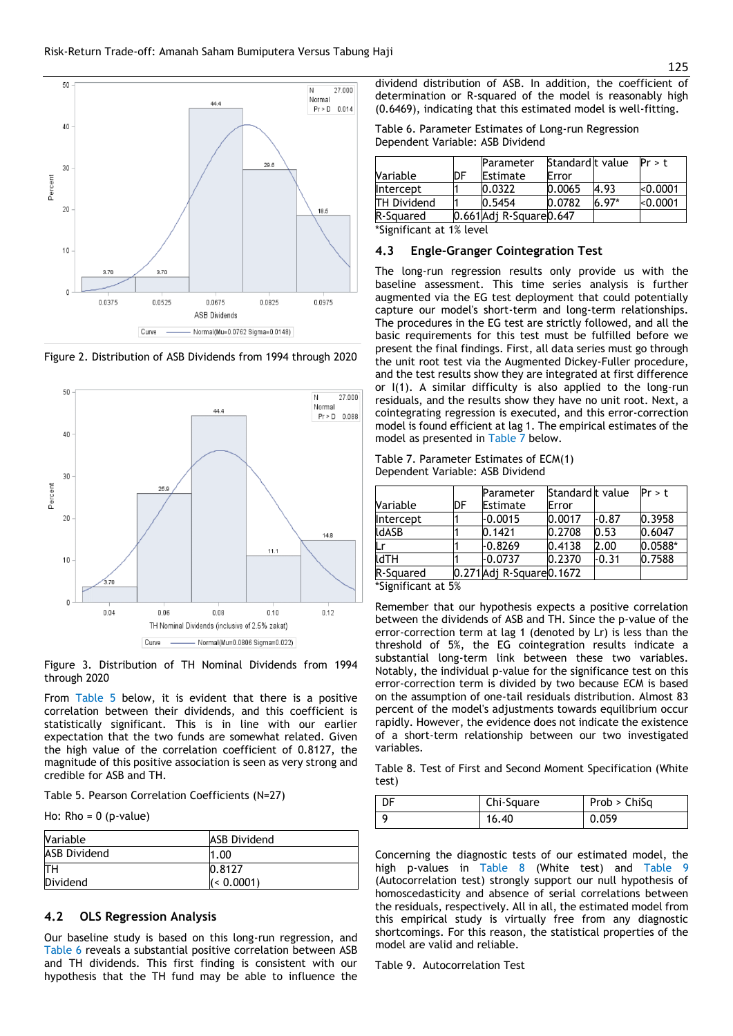Figure 2. Distribution of ASB Dividends from 1994 through 2020

Figure 3. Distribution of TH Nominal Dividends from 1994 through 2020

From Table 5 below, it is evident that there is a positive correlation between their dividends, and this coefficient is statistically significant. This is in line with our earlier expectation that the two funds are somewhat related. Given the high value of the correlation coefficient of 0.8127, the magnitude of this positive association is seen as very strong and credible for ASB and TH.

Table 5. Pearson Correlation Coefficients (N=27)

Ho: Rho = 0 (p-value)

| Variable | ASB Dividend |
|---|---|
| ASB Dividend | 1.00 |
| TH Dividend | 0.8127 (< 0.0001) |

### 4.2 OLS Regression Analysis

Our baseline study is based on this long-run regression, and Table 6 reveals a substantial positive correlation between ASB and TH dividends. This first finding is consistent with our hypothesis that the TH fund may be able to influence the dividend distribution of ASB. In addition, the coefficient of determination or R-squared of the model is reasonably high (0.6469), indicating that this estimated model is well-fitting.

Table 6. Parameter Estimates of Long-run Regression
Dependent Variable: ASB Dividend

| Variable | DF | Parameter Estimate | Standard Error | t value | Pr > t |
|---|---|---|---|---|---|
| Intercept | 1 | 0.0322 | 0.0065 | 4.93 | <0.0001 |
| TH Dividend | 1 | 0.5454 | 0.0782 | 6.97* | <0.0001 |
| R-Squared | | 0.661 | Adj R-Square | 0.647 | |

*Significant at 1% level

### 4.3 Engle-Granger Cointegration Test

The long-run regression results only provide us with the baseline assessment. This time series analysis is further augmented via the EG test deployment that could potentially capture our model's short-term and long-term relationships. The procedures in the EG test are strictly followed, and all the basic requirements for this test must be fulfilled before we present the final findings. First, all data series must go through the unit root test via the Augmented Dickey-Fuller procedure, and the test results show they are integrated at first difference or I(1). A similar difficulty is also applied to the long-run residuals, and the results show they have no unit root. Next, a cointegrating regression is executed, and this error-correction model is found efficient at lag 1. The empirical estimates of the model as presented in Table 7 below.

Table 7. Parameter Estimates of ECM(1)
Dependent Variable: ASB Dividend

| Variable | DF | Parameter Estimate | Standard Error | t value | Pr > t |
|---|---|---|---|---|---|
| Intercept | 1 | -0.0015 | 0.0017 | -0.87 | 0.3958 |
| ldASB | 1 | 0.1421 | 0.2708 | 0.53 | 0.6047 |
| Lr | 1 | -0.8269 | 0.4138 | 2.00 | 0.0588* |
| ldTH | 1 | -0.0737 | 0.2370 | -0.31 | 0.7588 |
| R-Squared | | 0.271 | Adj R-Square | 0.1672 | |

*Significant at 5%

Remember that our hypothesis expects a positive correlation between the dividends of ASB and TH. Since the p-value of the error-correction term at lag 1 (denoted by Lr) is less than the threshold of 5%, the EG cointegration results indicate a substantial long-term link between these two variables. Notably, the individual p-value for the significance test on this error-correction term is divided by two because ECM is based on the assumption of one-tail residuals distribution. Almost 83 percent of the model's adjustments towards equilibrium occur rapidly. However, the evidence does not indicate the existence of a short-term relationship between our two investigated variables.

Table 8. Test of First and Second Moment Specification (White test)

| DF | Chi-Square | Prob > ChiSq |
|---|---|---|
| 9 | 16.40 | 0.059 |

Concerning the diagnostic tests of our estimated model, the high p-values in Table 8 (White test) and Table 9 (Autocorrelation test) strongly support our null hypothesis of homoscedasticity and absence of serial correlations between the residuals, respectively. All in all, the estimated model from this empirical study is virtually free from any diagnostic shortcomings. For this reason, the statistical properties of the model are valid and reliable.

Table 9. Autocorrelation Test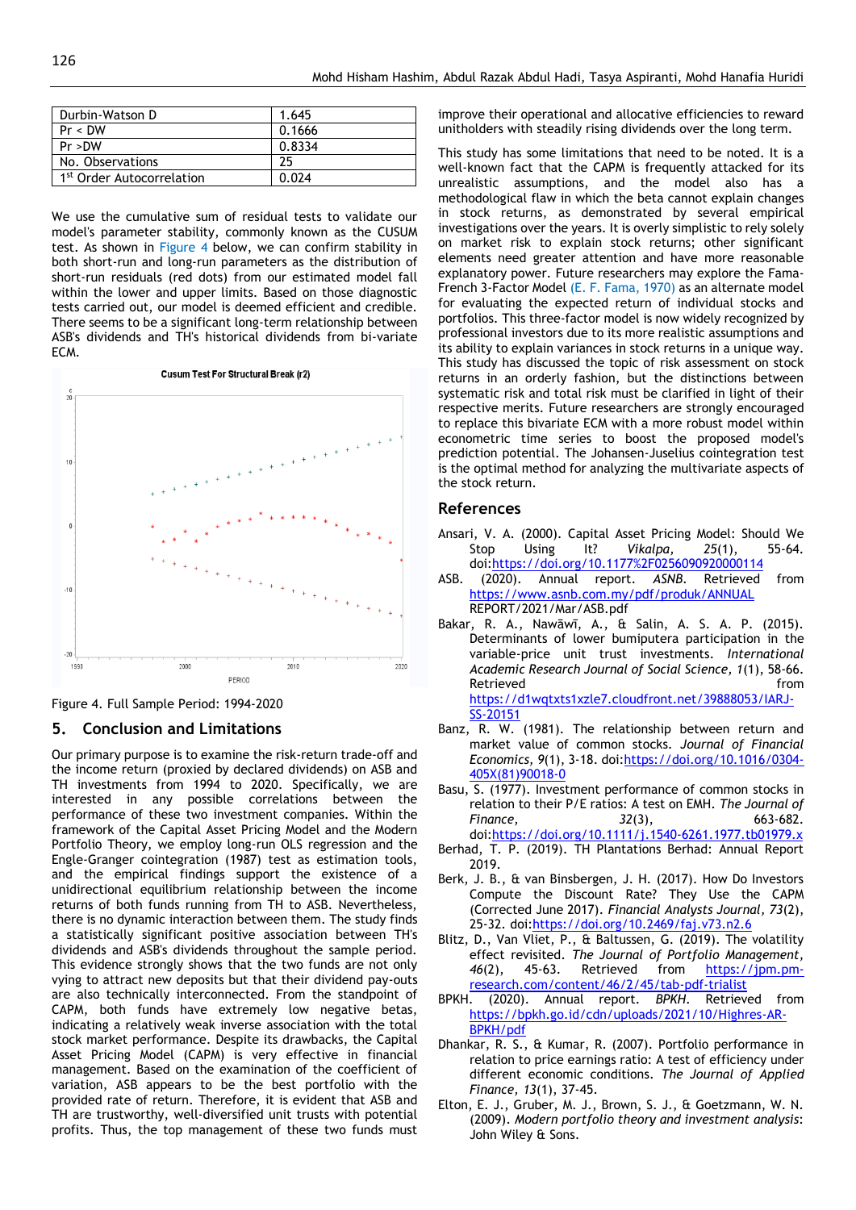| Durbin-Watson D | 1.645 |
|---|---|
| Pr < DW | 0.1666 |
| Pr >DW | 0.8334 |
| No. Observations | 25 |
| 1st Order Autocorrelation | 0.024 |

We use the cumulative sum of residual tests to validate our model's parameter stability, commonly known as the CUSUM test. As shown in Figure 4 below, we can confirm stability in both short-run and long-run parameters as the distribution of short-run residuals (red dots) from our estimated model fall within the lower and upper limits. Based on those diagnostic tests carried out, our model is deemed efficient and credible. There seems to be a significant long-term relationship between ASB's dividends and TH's historical dividends from bi-variate ECM.

Figure 4. Full Sample Period: 1994-2020

## 5. Conclusion and Limitations

Our primary purpose is to examine the risk-return trade-off and the income return (proxied by declared dividends) on ASB and TH investments from 1994 to 2020. Specifically, we are interested in any possible correlations between the performance of these two investment companies. Within the framework of the Capital Asset Pricing Model and the Modern Portfolio Theory, we employ long-run OLS regression and the Engle-Granger cointegration (1987) test as estimation tools, and the empirical findings support the existence of a unidirectional equilibrium relationship between the income returns of both funds running from TH to ASB. Nevertheless, there is no dynamic interaction between them. The study finds a statistically significant positive association between TH's dividends and ASB's dividends throughout the sample period. This evidence strongly shows that the two funds are not only vying to attract new deposits but that their dividend pay-outs are also technically interconnected. From the standpoint of CAPM, both funds have extremely low negative betas, indicating a relatively weak inverse association with the total stock market performance. Despite its drawbacks, the Capital Asset Pricing Model (CAPM) is very effective in financial management. Based on the examination of the coefficient of variation, ASB appears to be the best portfolio with the provided rate of return. Therefore, it is evident that ASB and TH are trustworthy, well-diversified unit trusts with potential profits. Thus, the top management of these two funds must improve their operational and allocative efficiencies to reward unitholders with steadily rising dividends over the long term.

This study has some limitations that need to be noted. It is a well-known fact that the CAPM is frequently attacked for its unrealistic assumptions, and the model also has a methodological flaw in which the beta cannot explain changes in stock returns, as demonstrated by several empirical investigations over the years. It is overly simplistic to rely solely on market risk to explain stock returns; other significant elements need greater attention and have more reasonable explanatory power. Future researchers may explore the Fama-French 3-Factor Model (E. F. Fama, 1970) as an alternate model for evaluating the expected return of individual stocks and portfolios. This three-factor model is now widely recognized by professional investors due to its more realistic assumptions and its ability to explain variances in stock returns in a unique way. This study has discussed the topic of risk assessment on stock returns in an orderly fashion, but the distinctions between systematic risk and total risk must be clarified in light of their respective merits. Future researchers are strongly encouraged to replace this bivariate ECM with a more robust model within econometric time series to boost the proposed model's prediction potential. The Johansen-Juselius cointegration test is the optimal method for analyzing the multivariate aspects of the stock return.

## References

Ansari, V. A. (2000). Capital Asset Pricing Model: Should We Stop Using It? *Vikalpa, 25*(1), 55-64. doi:https://doi.org/10.1177%2F0256090920000114

ASB. (2020). Annual report. *ASNB*. Retrieved from https://www.asnb.com.my/pdf/produk/ANNUAL REPORT/2021/Mar/ASB.pdf

Bakar, R. A., Nawāwī, A., & Salin, A. S. A. P. (2015). Determinants of lower bumiputera participation in the variable-price unit trust investments. *International Academic Research Journal of Social Science, 1*(1), 58-66. Retrieved from https://d1wqtxts1xzle7.cloudfront.net/39888053/IARJ-SS-20151

Banz, R. W. (1981). The relationship between return and market value of common stocks. *Journal of Financial Economics, 9*(1), 3-18. doi:https://doi.org/10.1016/0304-405X(81)90018-0

Basu, S. (1977). Investment performance of common stocks in relation to their P/E ratios: A test on EMH. *The Journal of Finance, 32*(3), 663-682. doi:https://doi.org/10.1111/j.1540-6261.1977.tb01979.x

Berhad, T. P. (2019). TH Plantations Berhad: Annual Report 2019.

Berk, J. B., & van Binsbergen, J. H. (2017). How Do Investors Compute the Discount Rate? They Use the CAPM (Corrected June 2017). *Financial Analysts Journal, 73*(2), 25-32. doi:https://doi.org/10.2469/faj.v73.n2.6

Blitz, D., Van Vliet, P., & Baltussen, G. (2019). The volatility effect revisited. *The Journal of Portfolio Management, 46*(2), 45-63. Retrieved from https://jpm.pm-research.com/content/46/2/45/tab-pdf-trialist

BPKH. (2020). Annual report. *BPKH*. Retrieved from https://bpkh.go.id/cdn/uploads/2021/10/Highres-AR-BPKH/pdf

Dhankar, R. S., & Kumar, R. (2007). Portfolio performance in relation to price earnings ratio: A test of efficiency under different economic conditions. *The Journal of Applied Finance, 13*(1), 37-45.

Elton, E. J., Gruber, M. J., Brown, S. J., & Goetzmann, W. N. (2009). *Modern portfolio theory and investment analysis*: John Wiley & Sons.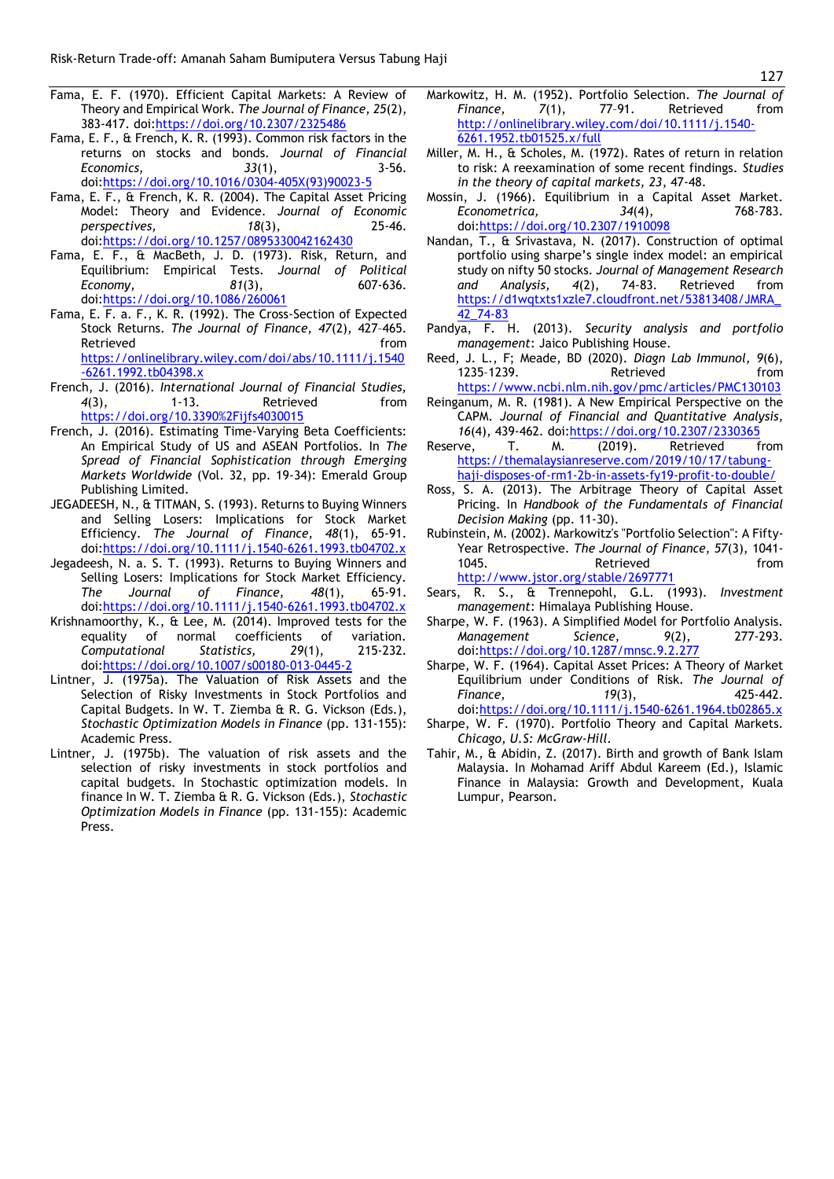Fama, E. F. (1970). Efficient Capital Markets: A Review of Theory and Empirical Work. *The Journal of Finance, 25*(2), 383-417. doi:https://doi.org/10.2307/2325486

Fama, E. F., & French, K. R. (1993). Common risk factors in the returns on stocks and bonds. *Journal of Financial Economics, 33*(1), 3-56. doi:https://doi.org/10.1016/0304-405X(93)90023-5

Fama, E. F., & French, K. R. (2004). The Capital Asset Pricing Model: Theory and Evidence. *Journal of Economic perspectives, 18*(3), 25-46. doi:https://doi.org/10.1257/0895330042162430

Fama, E. F., & MacBeth, J. D. (1973). Risk, Return, and Equilibrium: Empirical Tests. *Journal of Political Economy, 81*(3), 607-636. doi:https://doi.org/10.1086/260061

Fama, E. F. a. F., K. R. (1992). The Cross-Section of Expected Stock Returns. *The Journal of Finance, 47*(2), 427–465. Retrieved from https://onlinelibrary.wiley.com/doi/abs/10.1111/j.1540-6261.1992.tb04398.x

French, J. (2016). *International Journal of Financial Studies, 4*(3), 1-13. Retrieved from https://doi.org/10.3390%2Fijfs4030015

French, J. (2016). Estimating Time-Varying Beta Coefficients: An Empirical Study of US and ASEAN Portfolios. In *The Spread of Financial Sophistication through Emerging Markets Worldwide* (Vol. 32, pp. 19-34): Emerald Group Publishing Limited.

JEGADEESH, N., & TITMAN, S. (1993). Returns to Buying Winners and Selling Losers: Implications for Stock Market Efficiency. *The Journal of Finance, 48*(1), 65-91. doi:https://doi.org/10.1111/j.1540-6261.1993.tb04702.x

Jegadeesh, N. a. S. T. (1993). Returns to Buying Winners and Selling Losers: Implications for Stock Market Efficiency. *The Journal of Finance, 48*(1), 65-91. doi:https://doi.org/10.1111/j.1540-6261.1993.tb04702.x

Krishnamoorthy, K., & Lee, M. (2014). Improved tests for the equality of normal coefficients of variation. *Computational Statistics, 29*(1), 215-232. doi:https://doi.org/10.1007/s00180-013-0445-2

Lintner, J. (1975a). The Valuation of Risk Assets and the Selection of Risky Investments in Stock Portfolios and Capital Budgets. In W. T. Ziemba & R. G. Vickson (Eds.), *Stochastic Optimization Models in Finance* (pp. 131-155): Academic Press.

Lintner, J. (1975b). The valuation of risk assets and the selection of risky investments in stock portfolios and capital budgets. In Stochastic optimization models. In finance In W. T. Ziemba & R. G. Vickson (Eds.), *Stochastic Optimization Models in Finance* (pp. 131-155): Academic Press.

Markowitz, H. M. (1952). Portfolio Selection. *The Journal of Finance, 7*(1), 77–91. Retrieved from http://onlinelibrary.wiley.com/doi/10.1111/j.1540-6261.1952.tb01525.x/full

Miller, M. H., & Scholes, M. (1972). Rates of return in relation to risk: A reexamination of some recent findings. *Studies in the theory of capital markets, 23*, 47-48.

Mossin, J. (1966). Equilibrium in a Capital Asset Market. *Econometrica, 34*(4), 768-783. doi:https://doi.org/10.2307/1910098

Nandan, T., & Srivastava, N. (2017). Construction of optimal portfolio using sharpe's single index model: an empirical study on nifty 50 stocks. *Journal of Management Research and Analysis, 4*(2), 74-83. Retrieved from https://d1wqtxts1xzle7.cloudfront.net/53813408/JMRA_42_74-83

Pandya, F. H. (2013). *Security analysis and portfolio management*: Jaico Publishing House.

Reed, J. L., F; Meade, BD (2020). *Diagn Lab Immunol, 9*(6), 1235–1239. Retrieved from https://www.ncbi.nlm.nih.gov/pmc/articles/PMC130103

Reinganum, M. R. (1981). A New Empirical Perspective on the CAPM. *Journal of Financial and Quantitative Analysis, 16*(4), 439-462. doi:https://doi.org/10.2307/2330365

Reserve, T. M. (2019). Retrieved from https://themalaysianreserve.com/2019/10/17/tabung-haji-disposes-of-rm1-2b-in-assets-fy19-profit-to-double/

Ross, S. A. (2013). The Arbitrage Theory of Capital Asset Pricing. In *Handbook of the Fundamentals of Financial Decision Making* (pp. 11-30).

Rubinstein, M. (2002). Markowitz's "Portfolio Selection": A Fifty-Year Retrospective. *The Journal of Finance, 57*(3), 1041-1045. Retrieved from http://www.jstor.org/stable/2697771

Sears, R. S., & Trennepohl, G.L. (1993). *Investment management*: Himalaya Publishing House.

Sharpe, W. F. (1963). A Simplified Model for Portfolio Analysis. *Management Science, 9*(2), 277-293. doi:https://doi.org/10.1287/mnsc.9.2.277

Sharpe, W. F. (1964). Capital Asset Prices: A Theory of Market Equilibrium under Conditions of Risk. *The Journal of Finance, 19*(3), 425-442. doi:https://doi.org/10.1111/j.1540-6261.1964.tb02865.x

Sharpe, W. F. (1970). Portfolio Theory and Capital Markets. *Chicago, U.S: McGraw-Hill.*

Tahir, M., & Abidin, Z. (2017). Birth and growth of Bank Islam Malaysia. In Mohamad Ariff Abdul Kareem (Ed.), Islamic Finance in Malaysia: Growth and Development, Kuala Lumpur, Pearson.